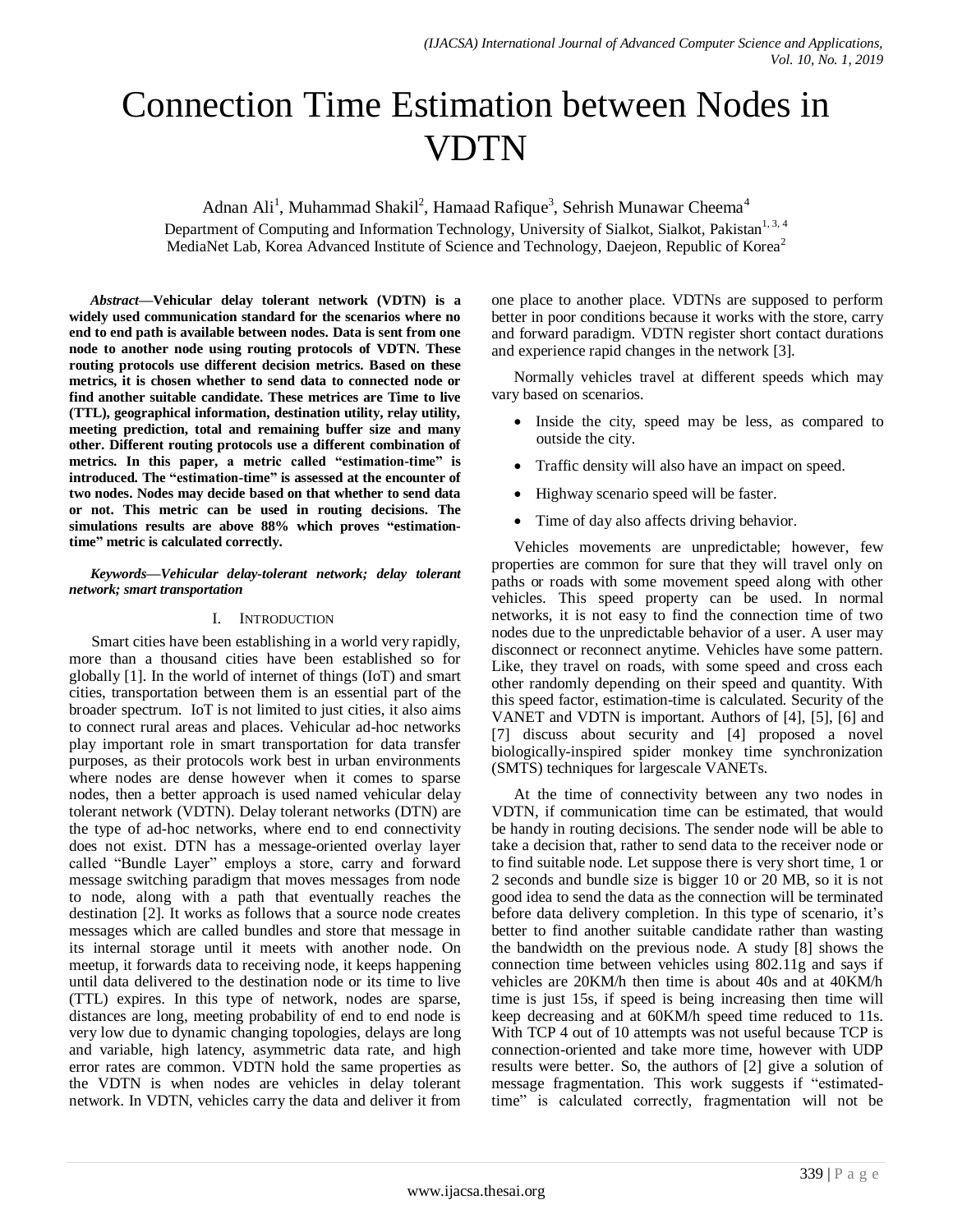# Connection Time Estimation between Nodes in VDTN

Adnan Ali[1], Muhammad Shakil[2], Hamaad Rafique[3], Sehrish Munawar Cheema[4]

Department of Computing and Information Technology, University of Sialkot, Sialkot, Pakistan[1, 3, 4]
MediaNet Lab, Korea Advanced Institute of Science and Technology, Daejeon, Republic of Korea[2]

***Abstract*—Vehicular delay tolerant network (VDTN) is a widely used communication standard for the scenarios where no end to end path is available between nodes. Data is sent from one node to another node using routing protocols of VDTN. These routing protocols use different decision metrics. Based on these metrics, it is chosen whether to send data to connected node or find another suitable candidate. These metrices are Time to live (TTL), geographical information, destination utility, relay utility, meeting prediction, total and remaining buffer size and many other. Different routing protocols use a different combination of metrics. In this paper, a metric called "estimation-time" is introduced. The "estimation-time" is assessed at the encounter of two nodes. Nodes may decide based on that whether to send data or not. This metric can be used in routing decisions. The simulations results are above 88% which proves "estimation-time" metric is calculated correctly.**

***Keywords*—*Vehicular delay-tolerant network; delay tolerant network; smart transportation***

## I. Introduction

Smart cities have been establishing in a world very rapidly, more than a thousand cities have been established so for globally [1]. In the world of internet of things (IoT) and smart cities, transportation between them is an essential part of the broader spectrum. IoT is not limited to just cities, it also aims to connect rural areas and places. Vehicular ad-hoc networks play important role in smart transportation for data transfer purposes, as their protocols work best in urban environments where nodes are dense however when it comes to sparse nodes, then a better approach is used named vehicular delay tolerant network (VDTN). Delay tolerant networks (DTN) are the type of ad-hoc networks, where end to end connectivity does not exist. DTN has a message-oriented overlay layer called "Bundle Layer" employs a store, carry and forward message switching paradigm that moves messages from node to node, along with a path that eventually reaches the destination [2]. It works as follows that a source node creates messages which are called bundles and store that message in its internal storage until it meets with another node. On meetup, it forwards data to receiving node, it keeps happening until data delivered to the destination node or its time to live (TTL) expires. In this type of network, nodes are sparse, distances are long, meeting probability of end to end node is very low due to dynamic changing topologies, delays are long and variable, high latency, asymmetric data rate, and high error rates are common. VDTN hold the same properties as the VDTN is when nodes are vehicles in delay tolerant network. In VDTN, vehicles carry the data and deliver it from one place to another place. VDTNs are supposed to perform better in poor conditions because it works with the store, carry and forward paradigm. VDTN register short contact durations and experience rapid changes in the network [3].

Normally vehicles travel at different speeds which may vary based on scenarios.

- Inside the city, speed may be less, as compared to outside the city.
- Traffic density will also have an impact on speed.
- Highway scenario speed will be faster.
- Time of day also affects driving behavior.

Vehicles movements are unpredictable; however, few properties are common for sure that they will travel only on paths or roads with some movement speed along with other vehicles. This speed property can be used. In normal networks, it is not easy to find the connection time of two nodes due to the unpredictable behavior of a user. A user may disconnect or reconnect anytime. Vehicles have some pattern. Like, they travel on roads, with some speed and cross each other randomly depending on their speed and quantity. With this speed factor, estimation-time is calculated. Security of the VANET and VDTN is important. Authors of [4], [5], [6] and [7] discuss about security and [4] proposed a novel biologically-inspired spider monkey time synchronization (SMTS) techniques for largescale VANETs.

At the time of connectivity between any two nodes in VDTN, if communication time can be estimated, that would be handy in routing decisions. The sender node will be able to take a decision that, rather to send data to the receiver node or to find suitable node. Let suppose there is very short time, 1 or 2 seconds and bundle size is bigger 10 or 20 MB, so it is not good idea to send the data as the connection will be terminated before data delivery completion. In this type of scenario, it's better to find another suitable candidate rather than wasting the bandwidth on the previous node. A study [8] shows the connection time between vehicles using 802.11g and says if vehicles are 20KM/h then time is about 40s and at 40KM/h time is just 15s, if speed is being increasing then time will keep decreasing and at 60KM/h speed time reduced to 11s. With TCP 4 out of 10 attempts was not useful because TCP is connection-oriented and take more time, however with UDP results were better. So, the authors of [2] give a solution of message fragmentation. This work suggests if "estimated-time" is calculated correctly, fragmentation will not be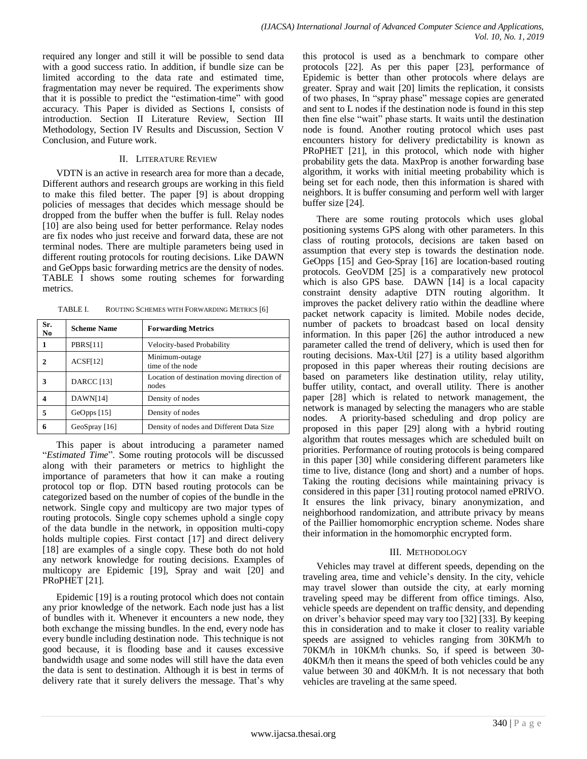required any longer and still it will be possible to send data with a good success ratio. In addition, if bundle size can be limited according to the data rate and estimated time, fragmentation may never be required. The experiments show that it is possible to predict the "estimation-time" with good accuracy. This Paper is divided as Sections I, consists of introduction. Section II Literature Review, Section III Methodology, Section IV Results and Discussion, Section V Conclusion, and Future work.

## II. Literature Review

VDTN is an active in research area for more than a decade, Different authors and research groups are working in this field to make this filed better. The paper [9] is about dropping policies of messages that decides which message should be dropped from the buffer when the buffer is full. Relay nodes [10] are also being used for better performance. Relay nodes are fix nodes who just receive and forward data, these are not terminal nodes. There are multiple parameters being used in different routing protocols for routing decisions. Like DAWN and GeOpps basic forwarding metrics are the density of nodes. TABLE I shows some routing schemes for forwarding metrics.

TABLE I. Routing Schemes with Forwarding Metrics [6]

| Sr. No | Scheme Name | Forwarding Metrics |
|---|---|---|
| 1 | PBRS[11] | Velocity-based Probability |
| 2 | ACSF[12] | Minimum-outage time of the node |
| 3 | DARCC [13] | Location of destination moving direction of nodes |
| 4 | DAWN[14] | Density of nodes |
| 5 | GeOpps [15] | Density of nodes |
| 6 | GeoSpray [16] | Density of nodes and Different Data Size |

This paper is about introducing a parameter named "*Estimated Time*". Some routing protocols will be discussed along with their parameters or metrics to highlight the importance of parameters that how it can make a routing protocol top or flop. DTN based routing protocols can be categorized based on the number of copies of the bundle in the network. Single copy and multicopy are two major types of routing protocols. Single copy schemes uphold a single copy of the data bundle in the network, in opposition multi-copy holds multiple copies. First contact [17] and direct delivery [18] are examples of a single copy. These both do not hold any network knowledge for routing decisions. Examples of multicopy are Epidemic [19], Spray and wait [20] and PRoPHET [21].

Epidemic [19] is a routing protocol which does not contain any prior knowledge of the network. Each node just has a list of bundles with it. Whenever it encounters a new node, they both exchange the missing bundles. In the end, every node has every bundle including destination node. This technique is not good because, it is flooding base and it causes excessive bandwidth usage and some nodes will still have the data even the data is sent to destination. Although it is best in terms of delivery rate that it surely delivers the message. That's why this protocol is used as a benchmark to compare other protocols [22]. As per this paper [23], performance of Epidemic is better than other protocols where delays are greater. Spray and wait [20] limits the replication, it consists of two phases, In "spray phase" message copies are generated and sent to L nodes if the destination node is found in this step then fine else "wait" phase starts. It waits until the destination node is found. Another routing protocol which uses past encounters history for delivery predictability is known as PRoPHET [21], in this protocol, which node with higher probability gets the data. MaxProp is another forwarding base algorithm, it works with initial meeting probability which is being set for each node, then this information is shared with neighbors. It is buffer consuming and perform well with larger buffer size [24].

There are some routing protocols which uses global positioning systems GPS along with other parameters. In this class of routing protocols, decisions are taken based on assumption that every step is towards the destination node. GeOpps [15] and Geo-Spray [16] are location-based routing protocols. GeoVDM [25] is a comparatively new protocol which is also GPS base. DAWN [14] is a local capacity constraint density adaptive DTN routing algorithm. It improves the packet delivery ratio within the deadline where packet network capacity is limited. Mobile nodes decide, number of packets to broadcast based on local density information. In this paper [26] the author introduced a new parameter called the trend of delivery, which is used then for routing decisions. Max-Util [27] is a utility based algorithm proposed in this paper whereas their routing decisions are based on parameters like destination utility, relay utility, buffer utility, contact, and overall utility. There is another paper [28] which is related to network management, the network is managed by selecting the managers who are stable nodes. A priority-based scheduling and drop policy are proposed in this paper [29] along with a hybrid routing algorithm that routes messages which are scheduled built on priorities. Performance of routing protocols is being compared in this paper [30] while considering different parameters like time to live, distance (long and short) and a number of hops. Taking the routing decisions while maintaining privacy is considered in this paper [31] routing protocol named ePRIVO. It ensures the link privacy, binary anonymization, and neighborhood randomization, and attribute privacy by means of the Paillier homomorphic encryption scheme. Nodes share their information in the homomorphic encrypted form.

## III. Methodology

Vehicles may travel at different speeds, depending on the traveling area, time and vehicle's density. In the city, vehicle may travel slower than outside the city, at early morning traveling speed may be different from office timings. Also, vehicle speeds are dependent on traffic density, and depending on driver's behavior speed may vary too [32] [33]. By keeping this in consideration and to make it closer to reality variable speeds are assigned to vehicles ranging from 30KM/h to 70KM/h in 10KM/h chunks. So, if speed is between 30-40KM/h then it means the speed of both vehicles could be any value between 30 and 40KM/h. It is not necessary that both vehicles are traveling at the same speed.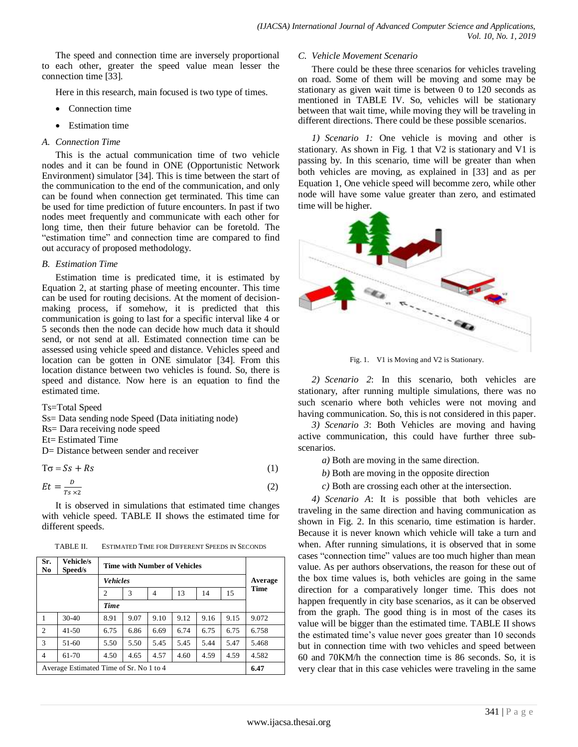The speed and connection time are inversely proportional to each other, greater the speed value mean lesser the connection time [33].

Here in this research, main focused is two type of times.

- Connection time
- Estimation time

### A. Connection Time

This is the actual communication time of two vehicle nodes and it can be found in ONE (Opportunistic Network Environment) simulator [34]. This is time between the start of the communication to the end of the communication, and only can be found when connection get terminated. This time can be used for time prediction of future encounters. In past if two nodes meet frequently and communicate with each other for long time, then their future behavior can be foretold. The "estimation time" and connection time are compared to find out accuracy of proposed methodology.

### B. Estimation Time

Estimation time is predicated time, it is estimated by Equation 2, at starting phase of meeting encounter. This time can be used for routing decisions. At the moment of decision-making process, if somehow, it is predicted that this communication is going to last for a specific interval like 4 or 5 seconds then the node can decide how much data it should send, or not send at all. Estimated connection time can be assessed using vehicle speed and distance. Vehicles speed and location can be gotten in ONE simulator [34]. From this location distance between two vehicles is found. So, there is speed and distance. Now here is an equation to find the estimated time.

Ts=Total Speed
Ss= Data sending node Speed (Data initiating node)
Rs= Dara receiving node speed
Et= Estimated Time
D= Distance between sender and receiver

$$T\sigma = Ss + Rs \quad (1)$$

$$Et = \frac{D}{Ts \times 2} \quad (2)$$

It is observed in simulations that estimated time changes with vehicle speed. TABLE II shows the estimated time for different speeds.

TABLE II. ESTIMATED TIME FOR DIFFERENT SPEEDS IN SECONDS

| Sr. No | Vehicle/s Speed/s | Time with Number of Vehicles | | | | | | Average Time |
|---|---|---|---|---|---|---|---|---|
| | | ***Vehicles*** | | | | | | |
| | | 2 | 3 | 4 | 13 | 14 | 15 | |
| | | ***Time*** | | | | | | |
| 1 | 30-40 | 8.91 | 9.07 | 9.10 | 9.12 | 9.16 | 9.15 | 9.072 |
| 2 | 41-50 | 6.75 | 6.86 | 6.69 | 6.74 | 6.75 | 6.75 | 6.758 |
| 3 | 51-60 | 5.50 | 5.50 | 5.45 | 5.45 | 5.44 | 5.47 | 5.468 |
| 4 | 61-70 | 4.50 | 4.65 | 4.57 | 4.60 | 4.59 | 4.59 | 4.582 |
| Average Estimated Time of Sr. No 1 to 4 | | | | | | | | **6.47** |

### C. Vehicle Movement Scenario

There could be these three scenarios for vehicles traveling on road. Some of them will be moving and some may be stationary as given wait time is between 0 to 120 seconds as mentioned in TABLE IV. So, vehicles will be stationary between that wait time, while moving they will be traveling in different directions. There could be these possible scenarios.

*1) Scenario 1:* One vehicle is moving and other is stationary. As shown in Fig. 1 that V2 is stationary and V1 is passing by. In this scenario, time will be greater than when both vehicles are moving, as explained in [33] and as per Equation 1, One vehicle speed will becomme zero, while other node will have some value greater than zero, and estimated time will be higher.

Fig. 1. V1 is Moving and V2 is Stationary.

*2) Scenario 2*: In this scenario, both vehicles are stationary, after running multiple simulations, there was no such scenario where both vehicles were not moving and having communication. So, this is not considered in this paper.

*3) Scenario 3*: Both Vehicles are moving and having active communication, this could have further three sub-scenarios.

*a)* Both are moving in the same direction.

*b)* Both are moving in the opposite direction

*c)* Both are crossing each other at the intersection.

*4) Scenario A*: It is possible that both vehicles are traveling in the same direction and having communication as shown in Fig. 2. In this scenario, time estimation is harder. Because it is never known which vehicle will take a turn and when. After running simulations, it is observed that in some cases "connection time" values are too much higher than mean value. As per authors observations, the reason for these out of the box time values is, both vehicles are going in the same direction for a comparatively longer time. This does not happen frequently in city base scenarios, as it can be observed from the graph. The good thing is in most of the cases its value will be bigger than the estimated time. TABLE II shows the estimated time's value never goes greater than 10 seconds but in connection time with two vehicles and speed between 60 and 70KM/h the connection time is 86 seconds. So, it is very clear that in this case vehicles were traveling in the same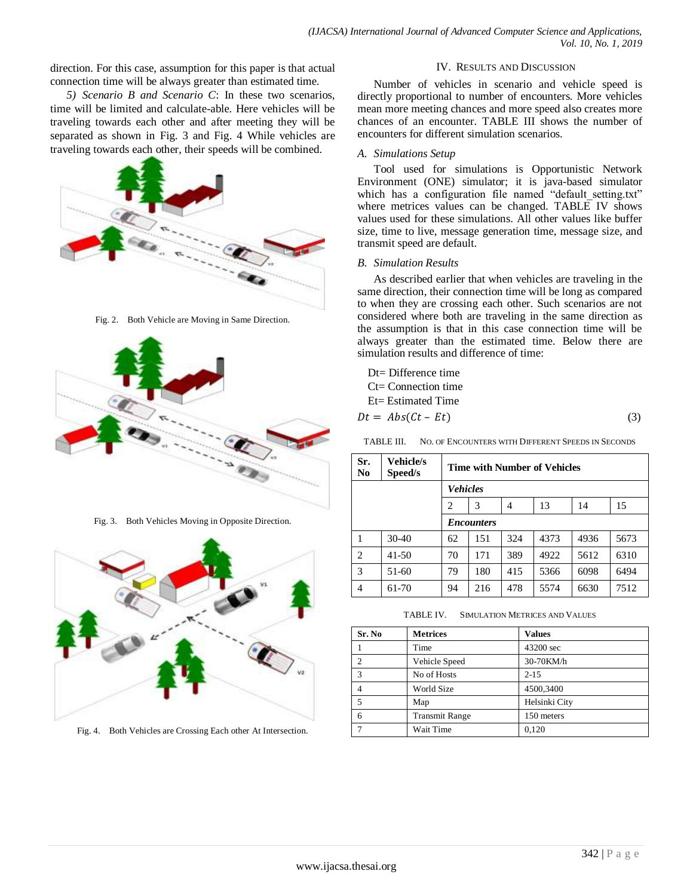direction. For this case, assumption for this paper is that actual connection time will be always greater than estimated time.

*5) Scenario B and Scenario C*: In these two scenarios, time will be limited and calculate-able. Here vehicles will be traveling towards each other and after meeting they will be separated as shown in Fig. 3 and Fig. 4 While vehicles are traveling towards each other, their speeds will be combined.

Fig. 2. Both Vehicle are Moving in Same Direction.

Fig. 3. Both Vehicles Moving in Opposite Direction.

Fig. 4. Both Vehicles are Crossing Each other At Intersection.

## IV. Results and Discussion

Number of vehicles in scenario and vehicle speed is directly proportional to number of encounters. More vehicles mean more meeting chances and more speed also creates more chances of an encounter. TABLE III shows the number of encounters for different simulation scenarios.

### A. Simulations Setup

Tool used for simulations is Opportunistic Network Environment (ONE) simulator; it is java-based simulator which has a configuration file named "default_setting.txt" where metrices values can be changed. TABLE IV shows values used for these simulations. All other values like buffer size, time to live, message generation time, message size, and transmit speed are default.

### B. Simulation Results

As described earlier that when vehicles are traveling in the same direction, their connection time will be long as compared to when they are crossing each other. Such scenarios are not considered where both are traveling in the same direction as the assumption is that in this case connection time will be always greater than the estimated time. Below there are simulation results and difference of time:

Dt= Difference time

Ct= Connection time

Et= Estimated Time

$$Dt = Abs(Ct - Et) \quad (3)$$

TABLE III. No. of Encounters with Different Speeds in Seconds

| Sr. No | Vehicle/s Speed/s | Time with Number of Vehicles | | | | | |
|---|---|---|---|---|---|---|---|
| | | ***Vehicles*** | | | | | |
| | | 2 | 3 | 4 | 13 | 14 | 15 |
| | | ***Encounters*** | | | | | |
| 1 | 30-40 | 62 | 151 | 324 | 4373 | 4936 | 5673 |
| 2 | 41-50 | 70 | 171 | 389 | 4922 | 5612 | 6310 |
| 3 | 51-60 | 79 | 180 | 415 | 5366 | 6098 | 6494 |
| 4 | 61-70 | 94 | 216 | 478 | 5574 | 6630 | 7512 |

TABLE IV. Simulation Metrices and Values

| Sr. No | Metrices | Values |
|---|---|---|
| 1 | Time | 43200 sec |
| 2 | Vehicle Speed | 30-70KM/h |
| 3 | No of Hosts | 2-15 |
| 4 | World Size | 4500,3400 |
| 5 | Map | Helsinki City |
| 6 | Transmit Range | 150 meters |
| 7 | Wait Time | 0,120 |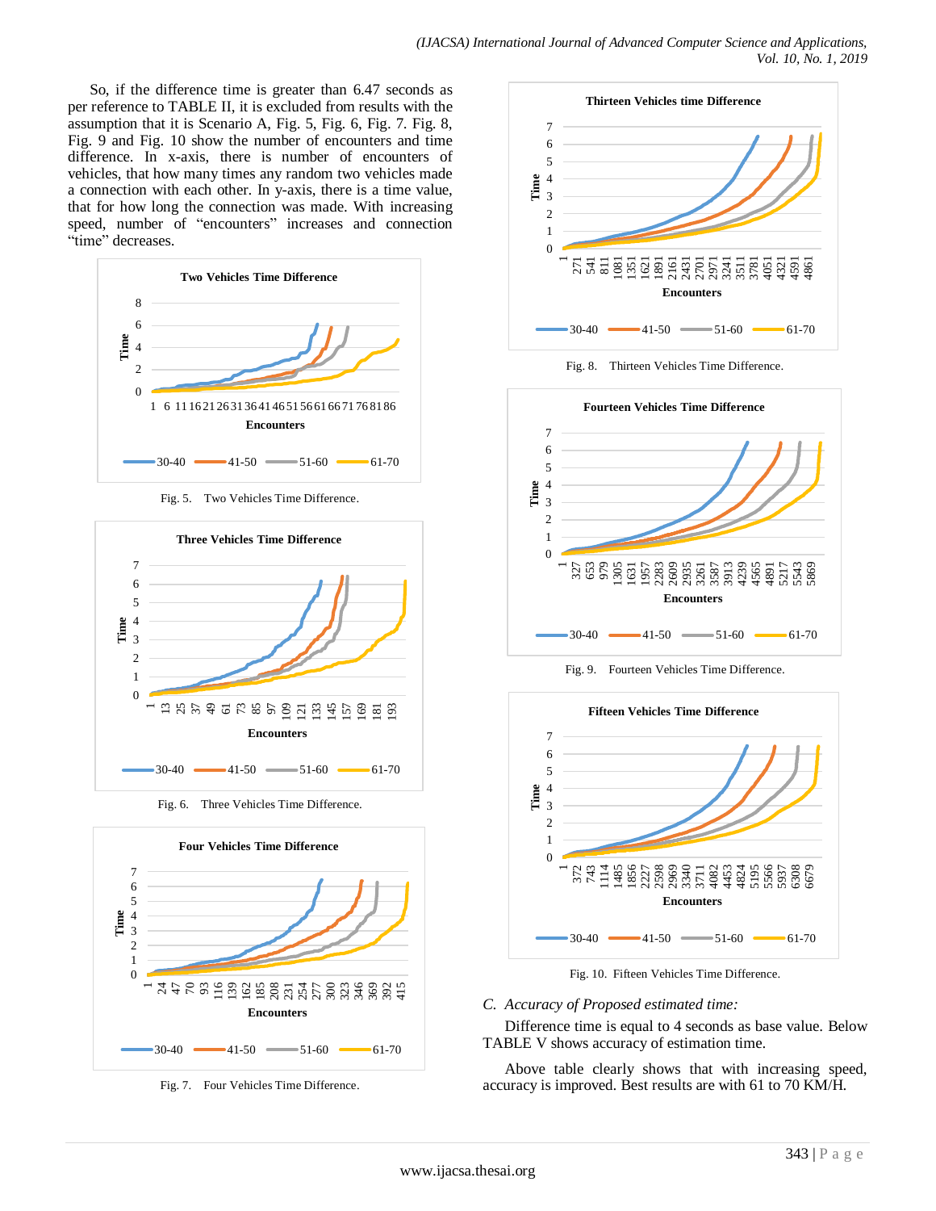So, if the difference time is greater than 6.47 seconds as per reference to TABLE II, it is excluded from results with the assumption that it is Scenario A, Fig. 5, Fig. 6, Fig. 7. Fig. 8, Fig. 9 and Fig. 10 show the number of encounters and time difference. In x-axis, there is number of encounters of vehicles, that how many times any random two vehicles made a connection with each other. In y-axis, there is a time value, that for how long the connection was made. With increasing speed, number of "encounters" increases and connection "time" decreases.

Fig. 5. Two Vehicles Time Difference.

Fig. 6. Three Vehicles Time Difference.

Fig. 7. Four Vehicles Time Difference.

Fig. 8. Thirteen Vehicles Time Difference.

Fig. 9. Fourteen Vehicles Time Difference.

Fig. 10. Fifteen Vehicles Time Difference.

### C. *Accuracy of Proposed estimated time:*

Difference time is equal to 4 seconds as base value. Below TABLE V shows accuracy of estimation time.

Above table clearly shows that with increasing speed, accuracy is improved. Best results are with 61 to 70 KM/H.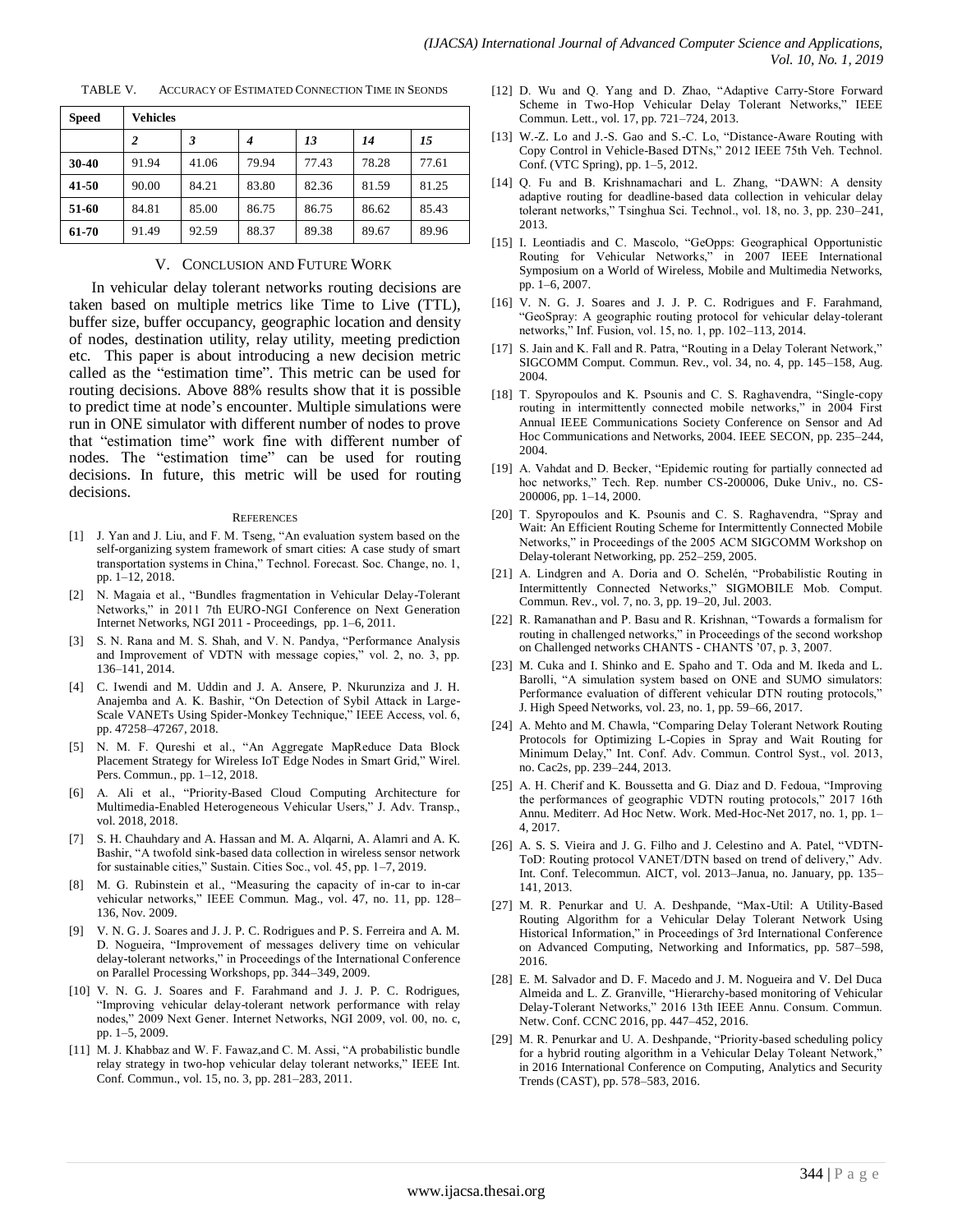TABLE V. ACCURACY OF ESTIMATED CONNECTION TIME IN SEONDS

| Speed | Vehicles | | | | | |
|---|---|---|---|---|---|---|
| | *2* | *3* | *4* | *13* | *14* | *15* |
| **30-40** | 91.94 | 41.06 | 79.94 | 77.43 | 78.28 | 77.61 |
| **41-50** | 90.00 | 84.21 | 83.80 | 82.36 | 81.59 | 81.25 |
| **51-60** | 84.81 | 85.00 | 86.75 | 86.75 | 86.62 | 85.43 |
| **61-70** | 91.49 | 92.59 | 88.37 | 89.38 | 89.67 | 89.96 |

## V. CONCLUSION AND FUTURE WORK

In vehicular delay tolerant networks routing decisions are taken based on multiple metrics like Time to Live (TTL), buffer size, buffer occupancy, geographic location and density of nodes, destination utility, relay utility, meeting prediction etc. This paper is about introducing a new decision metric called as the "estimation time". This metric can be used for routing decisions. Above 88% results show that it is possible to predict time at node's encounter. Multiple simulations were run in ONE simulator with different number of nodes to prove that "estimation time" work fine with different number of nodes. The "estimation time" can be used for routing decisions. In future, this metric will be used for routing decisions.

## REFERENCES

[1] J. Yan and J. Liu, and F. M. Tseng, "An evaluation system based on the self-organizing system framework of smart cities: A case study of smart transportation systems in China," Technol. Forecast. Soc. Change, no. 1, pp. 1–12, 2018.

[2] N. Magaia et al., "Bundles fragmentation in Vehicular Delay-Tolerant Networks," in 2011 7th EURO-NGI Conference on Next Generation Internet Networks, NGI 2011 - Proceedings, pp. 1–6, 2011.

[3] S. N. Rana and M. S. Shah, and V. N. Pandya, "Performance Analysis and Improvement of VDTN with message copies," vol. 2, no. 3, pp. 136–141, 2014.

[4] C. Iwendi and M. Uddin and J. A. Ansere, P. Nkurunziza and J. H. Anajemba and A. K. Bashir, "On Detection of Sybil Attack in Large-Scale VANETs Using Spider-Monkey Technique," IEEE Access, vol. 6, pp. 47258–47267, 2018.

[5] N. M. F. Qureshi et al., "An Aggregate MapReduce Data Block Placement Strategy for Wireless IoT Edge Nodes in Smart Grid," Wirel. Pers. Commun., pp. 1–12, 2018.

[6] A. Ali et al., "Priority-Based Cloud Computing Architecture for Multimedia-Enabled Heterogeneous Vehicular Users," J. Adv. Transp., vol. 2018, 2018.

[7] S. H. Chauhdary and A. Hassan and M. A. Alqarni, A. Alamri and A. K. Bashir, "A twofold sink-based data collection in wireless sensor network for sustainable cities," Sustain. Cities Soc., vol. 45, pp. 1–7, 2019.

[8] M. G. Rubinstein et al., "Measuring the capacity of in-car to in-car vehicular networks," IEEE Commun. Mag., vol. 47, no. 11, pp. 128–136, Nov. 2009.

[9] V. N. G. J. Soares and J. J. P. C. Rodrigues and P. S. Ferreira and A. M. D. Nogueira, "Improvement of messages delivery time on vehicular delay-tolerant networks," in Proceedings of the International Conference on Parallel Processing Workshops, pp. 344–349, 2009.

[10] V. N. G. J. Soares and F. Farahmand and J. J. P. C. Rodrigues, "Improving vehicular delay-tolerant network performance with relay nodes," 2009 Next Gener. Internet Networks, NGI 2009, vol. 00, no. c, pp. 1–5, 2009.

[11] M. J. Khabbaz and W. F. Fawaz,and C. M. Assi, "A probabilistic bundle relay strategy in two-hop vehicular delay tolerant networks," IEEE Int. Conf. Commun., vol. 15, no. 3, pp. 281–283, 2011.

[12] D. Wu and Q. Yang and D. Zhao, "Adaptive Carry-Store Forward Scheme in Two-Hop Vehicular Delay Tolerant Networks," IEEE Commun. Lett., vol. 17, pp. 721–724, 2013.

[13] W.-Z. Lo and J.-S. Gao and S.-C. Lo, "Distance-Aware Routing with Copy Control in Vehicle-Based DTNs," 2012 IEEE 75th Veh. Technol. Conf. (VTC Spring), pp. 1–5, 2012.

[14] Q. Fu and B. Krishnamachari and L. Zhang, "DAWN: A density adaptive routing for deadline-based data collection in vehicular delay tolerant networks," Tsinghua Sci. Technol., vol. 18, no. 3, pp. 230–241, 2013.

[15] I. Leontiadis and C. Mascolo, "GeOpps: Geographical Opportunistic Routing for Vehicular Networks," in 2007 IEEE International Symposium on a World of Wireless, Mobile and Multimedia Networks, pp. 1–6, 2007.

[16] V. N. G. J. Soares and J. J. P. C. Rodrigues and F. Farahmand, "GeoSpray: A geographic routing protocol for vehicular delay-tolerant networks," Inf. Fusion, vol. 15, no. 1, pp. 102–113, 2014.

[17] S. Jain and K. Fall and R. Patra, "Routing in a Delay Tolerant Network," SIGCOMM Comput. Commun. Rev., vol. 34, no. 4, pp. 145–158, Aug. 2004.

[18] T. Spyropoulos and K. Psounis and C. S. Raghavendra, "Single-copy routing in intermittently connected mobile networks," in 2004 First Annual IEEE Communications Society Conference on Sensor and Ad Hoc Communications and Networks, 2004. IEEE SECON, pp. 235–244, 2004.

[19] A. Vahdat and D. Becker, "Epidemic routing for partially connected ad hoc networks," Tech. Rep. number CS-200006, Duke Univ., no. CS-200006, pp. 1–14, 2000.

[20] T. Spyropoulos and K. Psounis and C. S. Raghavendra, "Spray and Wait: An Efficient Routing Scheme for Intermittently Connected Mobile Networks," in Proceedings of the 2005 ACM SIGCOMM Workshop on Delay-tolerant Networking, pp. 252–259, 2005.

[21] A. Lindgren and A. Doria and O. Schelén, "Probabilistic Routing in Intermittently Connected Networks," SIGMOBILE Mob. Comput. Commun. Rev., vol. 7, no. 3, pp. 19–20, Jul. 2003.

[22] R. Ramanathan and P. Basu and R. Krishnan, "Towards a formalism for routing in challenged networks," in Proceedings of the second workshop on Challenged networks CHANTS - CHANTS '07, p. 3, 2007.

[23] M. Cuka and I. Shinko and E. Spaho and T. Oda and M. Ikeda and L. Barolli, "A simulation system based on ONE and SUMO simulators: Performance evaluation of different vehicular DTN routing protocols," J. High Speed Networks, vol. 23, no. 1, pp. 59–66, 2017.

[24] A. Mehto and M. Chawla, "Comparing Delay Tolerant Network Routing Protocols for Optimizing L-Copies in Spray and Wait Routing for Minimum Delay," Int. Conf. Adv. Commun. Control Syst., vol. 2013, no. Cac2s, pp. 239–244, 2013.

[25] A. H. Cherif and K. Boussetta and G. Diaz and D. Fedoua, "Improving the performances of geographic VDTN routing protocols," 2017 16th Annu. Mediterr. Ad Hoc Netw. Work. Med-Hoc-Net 2017, no. 1, pp. 1–4, 2017.

[26] A. S. S. Vieira and J. G. Filho and J. Celestino and A. Patel, "VDTN-ToD: Routing protocol VANET/DTN based on trend of delivery," Adv. Int. Conf. Telecommun. AICT, vol. 2013–Janua, no. January, pp. 135–141, 2013.

[27] M. R. Penurkar and U. A. Deshpande, "Max-Util: A Utility-Based Routing Algorithm for a Vehicular Delay Tolerant Network Using Historical Information," in Proceedings of 3rd International Conference on Advanced Computing, Networking and Informatics, pp. 587–598, 2016.

[28] E. M. Salvador and D. F. Macedo and J. M. Nogueira and V. Del Duca Almeida and L. Z. Granville, "Hierarchy-based monitoring of Vehicular Delay-Tolerant Networks," 2016 13th IEEE Annu. Consum. Commun. Netw. Conf. CCNC 2016, pp. 447–452, 2016.

[29] M. R. Penurkar and U. A. Deshpande, "Priority-based scheduling policy for a hybrid routing algorithm in a Vehicular Delay Toleant Network," in 2016 International Conference on Computing, Analytics and Security Trends (CAST), pp. 578–583, 2016.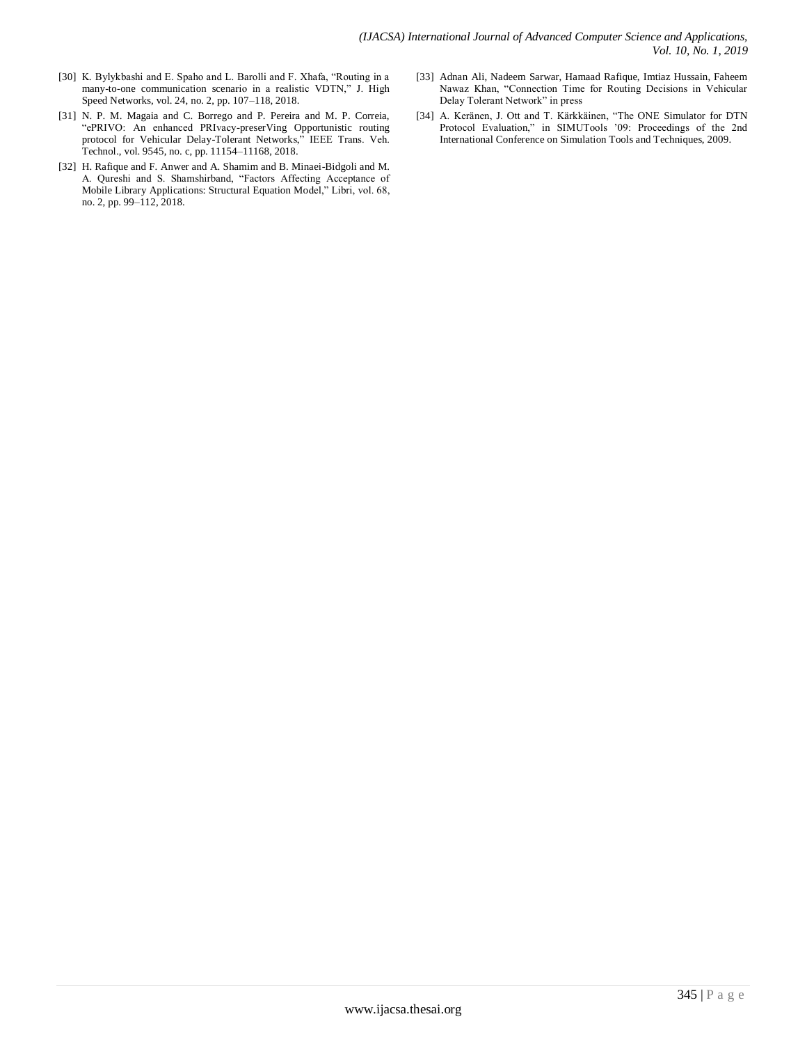[30] K. Bylykbashi and E. Spaho and L. Barolli and F. Xhafa, "Routing in a many-to-one communication scenario in a realistic VDTN," J. High Speed Networks, vol. 24, no. 2, pp. 107–118, 2018.

[31] N. P. M. Magaia and C. Borrego and P. Pereira and M. P. Correia, "ePRIVO: An enhanced PRIvacy-preserVing Opportunistic routing protocol for Vehicular Delay-Tolerant Networks," IEEE Trans. Veh. Technol., vol. 9545, no. c, pp. 11154–11168, 2018.

[32] H. Rafique and F. Anwer and A. Shamim and B. Minaei-Bidgoli and M. A. Qureshi and S. Shamshirband, "Factors Affecting Acceptance of Mobile Library Applications: Structural Equation Model," Libri, vol. 68, no. 2, pp. 99–112, 2018.

[33] Adnan Ali, Nadeem Sarwar, Hamaad Rafique, Imtiaz Hussain, Faheem Nawaz Khan, "Connection Time for Routing Decisions in Vehicular Delay Tolerant Network" in press

[34] A. Keränen, J. Ott and T. Kärkkäinen, "The ONE Simulator for DTN Protocol Evaluation," in SIMUTools '09: Proceedings of the 2nd International Conference on Simulation Tools and Techniques, 2009.